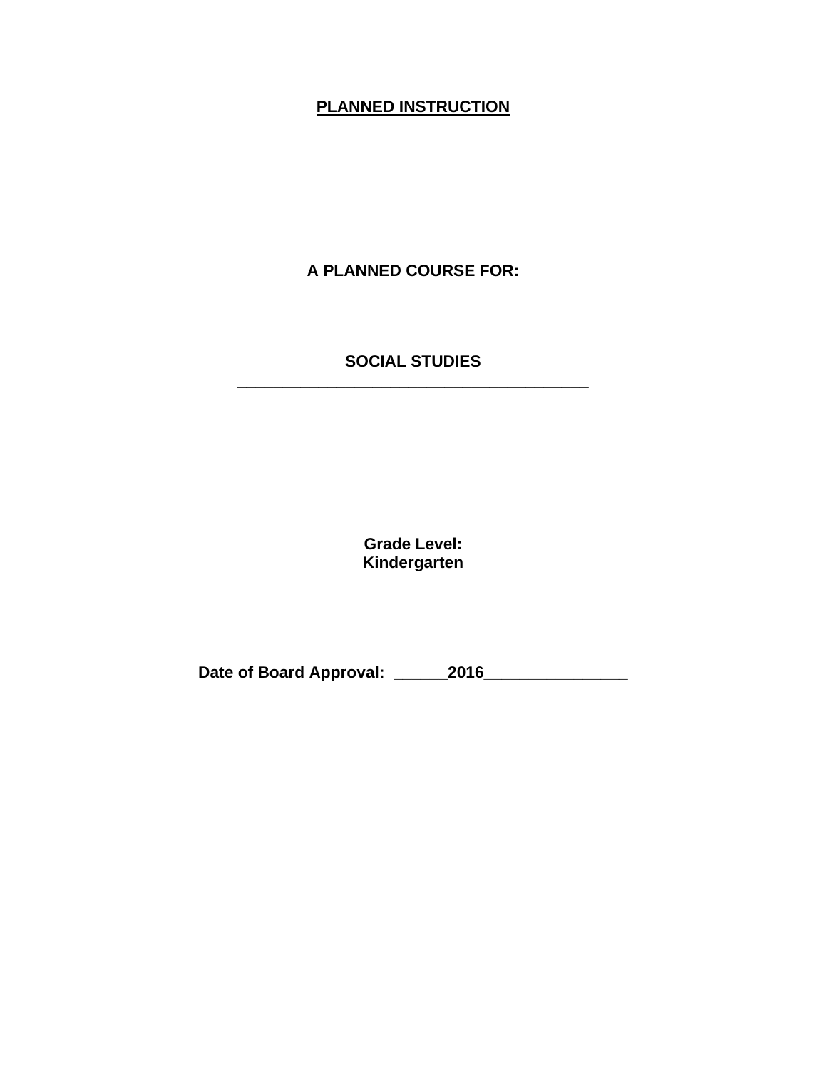**PLANNED INSTRUCTION**

**A PLANNED COURSE FOR:**

**SOCIAL STUDIES**

**Grade Level:**
**Kindergarten**

**Date of Board Approval: ______2016________________**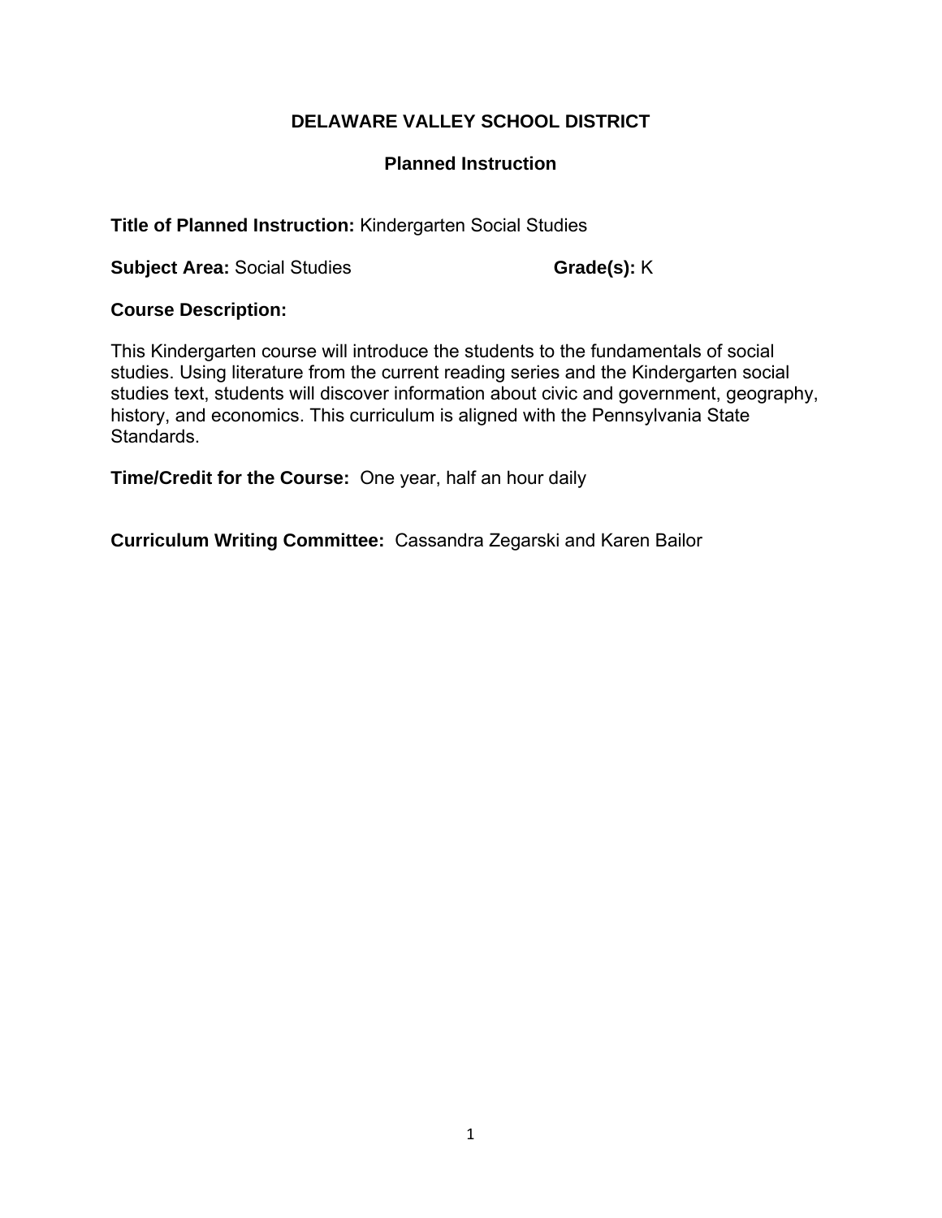# DELAWARE VALLEY SCHOOL DISTRICT

## Planned Instruction

**Title of Planned Instruction:** Kindergarten Social Studies

**Subject Area:** Social Studies **Grade(s):** K

**Course Description:**

This Kindergarten course will introduce the students to the fundamentals of social studies. Using literature from the current reading series and the Kindergarten social studies text, students will discover information about civic and government, geography, history, and economics. This curriculum is aligned with the Pennsylvania State Standards.

**Time/Credit for the Course:** One year, half an hour daily

**Curriculum Writing Committee:** Cassandra Zegarski and Karen Bailor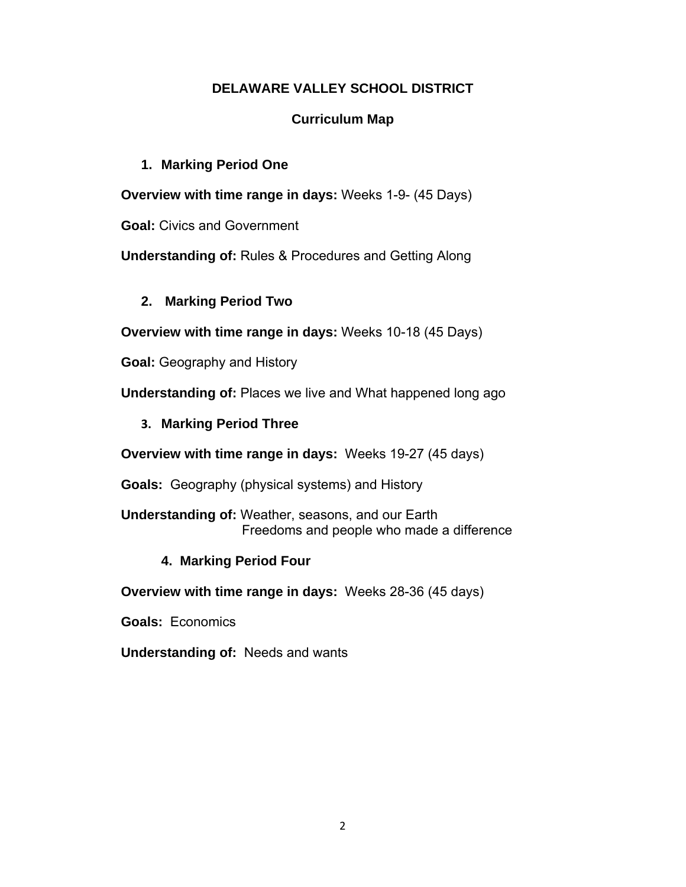# DELAWARE VALLEY SCHOOL DISTRICT

## Curriculum Map

1. **Marking Period One**

**Overview with time range in days:** Weeks 1-9- (45 Days)

**Goal:** Civics and Government

**Understanding of:** Rules & Procedures and Getting Along

2. **Marking Period Two**

**Overview with time range in days:** Weeks 10-18 (45 Days)

**Goal:** Geography and History

**Understanding of:** Places we live and What happened long ago

3. **Marking Period Three**

**Overview with time range in days:** Weeks 19-27 (45 days)

**Goals:** Geography (physical systems) and History

**Understanding of:** Weather, seasons, and our Earth
Freedoms and people who made a difference

4. **Marking Period Four**

**Overview with time range in days:** Weeks 28-36 (45 days)

**Goals:** Economics

**Understanding of:** Needs and wants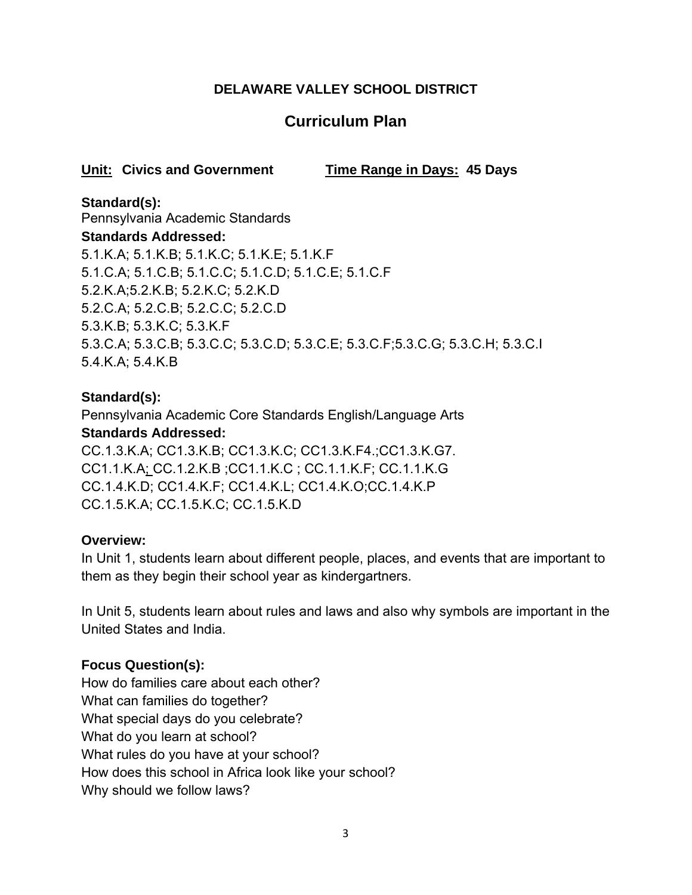**DELAWARE VALLEY SCHOOL DISTRICT**

## Curriculum Plan

**Unit: Civics and Government** **Time Range in Days: 45 Days**

**Standard(s):**
Pennsylvania Academic Standards

**Standards Addressed:**
5.1.K.A; 5.1.K.B; 5.1.K.C; 5.1.K.E; 5.1.K.F
5.1.C.A; 5.1.C.B; 5.1.C.C; 5.1.C.D; 5.1.C.E; 5.1.C.F
5.2.K.A;5.2.K.B; 5.2.K.C; 5.2.K.D
5.2.C.A; 5.2.C.B; 5.2.C.C; 5.2.C.D
5.3.K.B; 5.3.K.C; 5.3.K.F
5.3.C.A; 5.3.C.B; 5.3.C.C; 5.3.C.D; 5.3.C.E; 5.3.C.F;5.3.C.G; 5.3.C.H; 5.3.C.I
5.4.K.A; 5.4.K.B

**Standard(s):**
Pennsylvania Academic Core Standards English/Language Arts

**Standards Addressed:**
CC.1.3.K.A; CC1.3.K.B; CC1.3.K.C; CC1.3.K.F4.;CC1.3.K.G7.
CC1.1.K.A; CC.1.2.K.B ;CC1.1.K.C ; CC.1.1.K.F; CC.1.1.K.G
CC.1.4.K.D; CC1.4.K.F; CC1.4.K.L; CC1.4.K.O;CC.1.4.K.P
CC.1.5.K.A; CC.1.5.K.C; CC.1.5.K.D

**Overview:**
In Unit 1, students learn about different people, places, and events that are important to them as they begin their school year as kindergartners.

In Unit 5, students learn about rules and laws and also why symbols are important in the United States and India.

**Focus Question(s):**
How do families care about each other?
What can families do together?
What special days do you celebrate?
What do you learn at school?
What rules do you have at your school?
How does this school in Africa look like your school?
Why should we follow laws?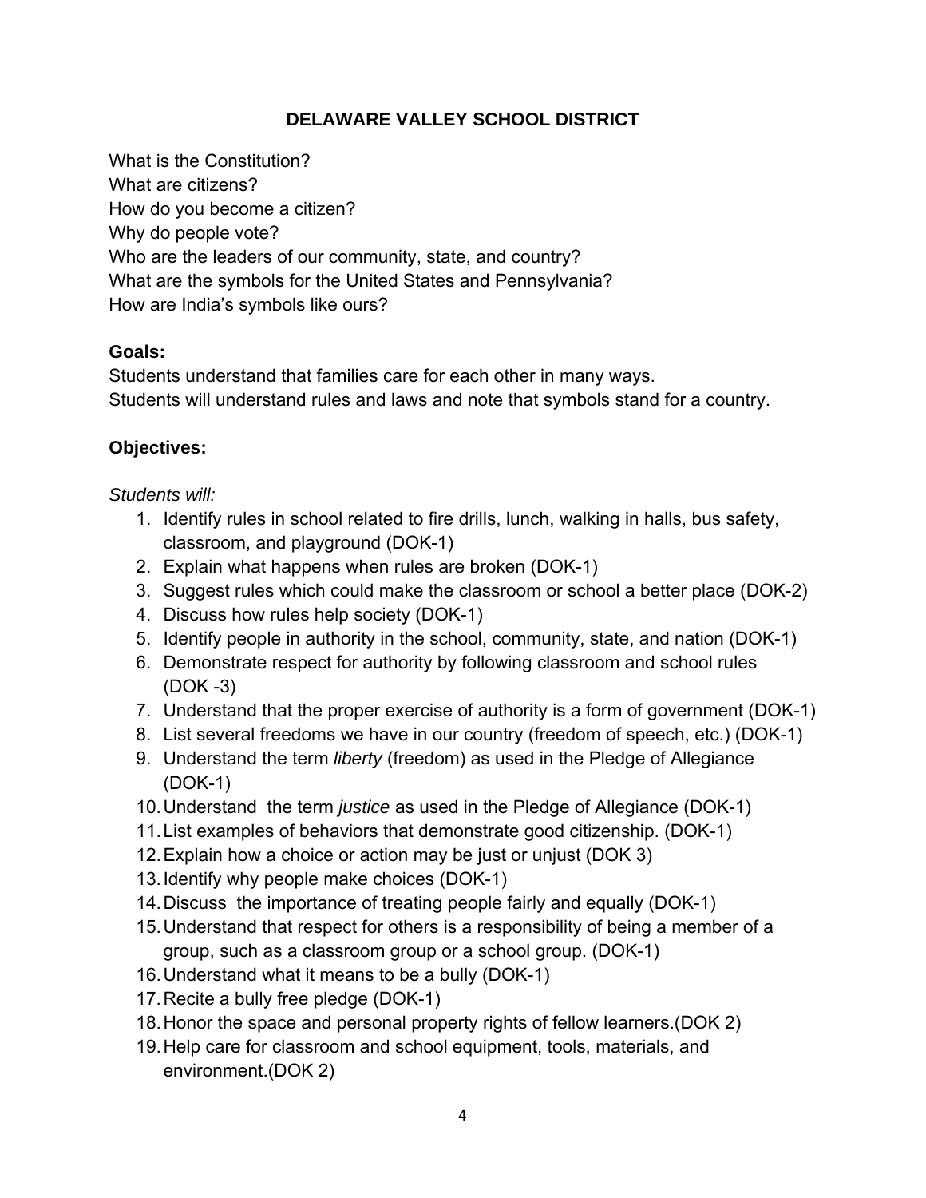**DELAWARE VALLEY SCHOOL DISTRICT**

What is the Constitution?
What are citizens?
How do you become a citizen?
Why do people vote?
Who are the leaders of our community, state, and country?
What are the symbols for the United States and Pennsylvania?
How are India's symbols like ours?

**Goals:**

Students understand that families care for each other in many ways.
Students will understand rules and laws and note that symbols stand for a country.

**Objectives:**

*Students will:*

1. Identify rules in school related to fire drills, lunch, walking in halls, bus safety, classroom, and playground (DOK-1)
2. Explain what happens when rules are broken (DOK-1)
3. Suggest rules which could make the classroom or school a better place (DOK-2)
4. Discuss how rules help society (DOK-1)
5. Identify people in authority in the school, community, state, and nation (DOK-1)
6. Demonstrate respect for authority by following classroom and school rules (DOK -3)
7. Understand that the proper exercise of authority is a form of government (DOK-1)
8. List several freedoms we have in our country (freedom of speech, etc.) (DOK-1)
9. Understand the term *liberty* (freedom) as used in the Pledge of Allegiance (DOK-1)
10. Understand the term *justice* as used in the Pledge of Allegiance (DOK-1)
11. List examples of behaviors that demonstrate good citizenship. (DOK-1)
12. Explain how a choice or action may be just or unjust (DOK 3)
13. Identify why people make choices (DOK-1)
14. Discuss the importance of treating people fairly and equally (DOK-1)
15. Understand that respect for others is a responsibility of being a member of a group, such as a classroom group or a school group. (DOK-1)
16. Understand what it means to be a bully (DOK-1)
17. Recite a bully free pledge (DOK-1)
18. Honor the space and personal property rights of fellow learners.(DOK 2)
19. Help care for classroom and school equipment, tools, materials, and environment.(DOK 2)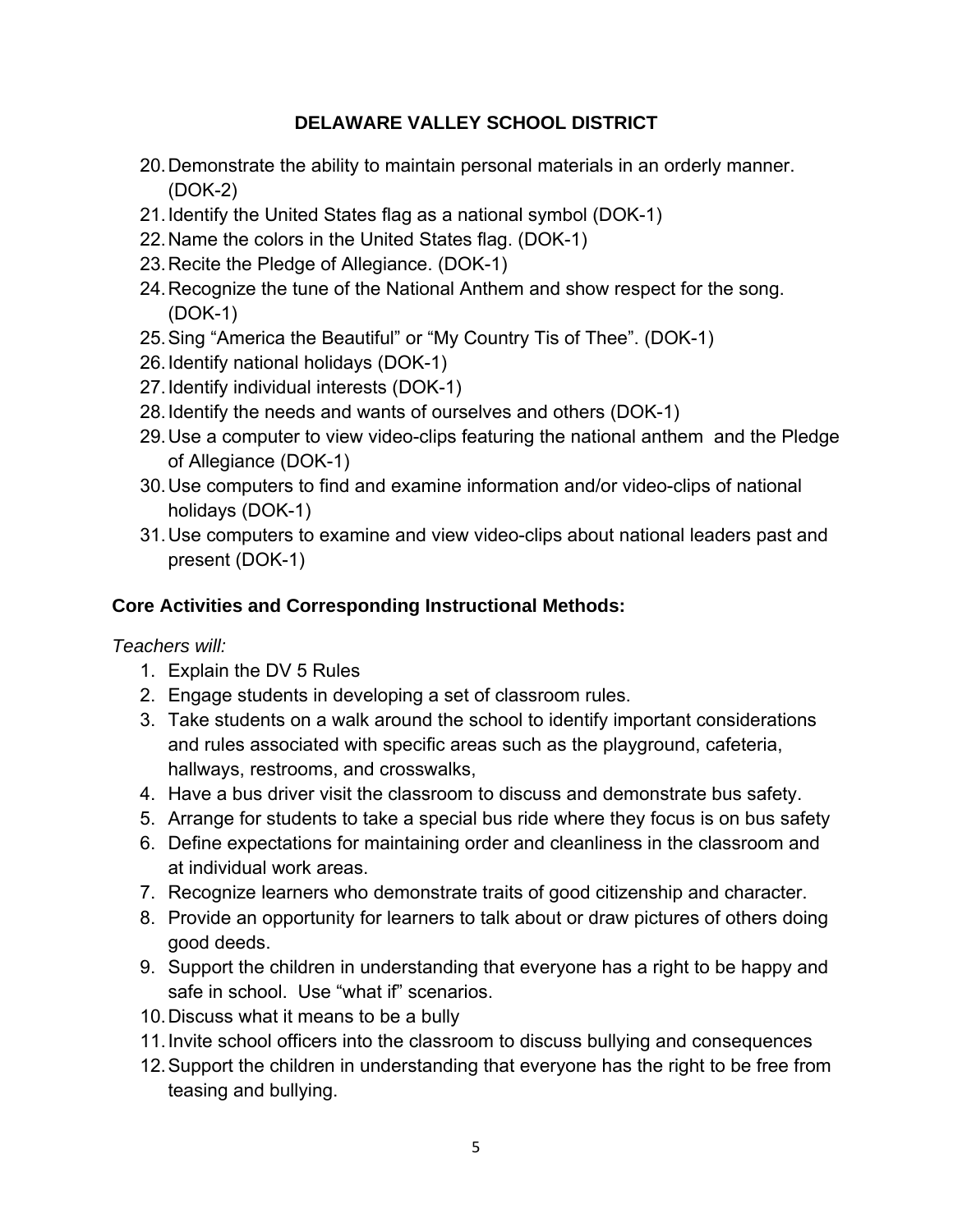20. Demonstrate the ability to maintain personal materials in an orderly manner. (DOK-2)
21. Identify the United States flag as a national symbol (DOK-1)
22. Name the colors in the United States flag. (DOK-1)
23. Recite the Pledge of Allegiance. (DOK-1)
24. Recognize the tune of the National Anthem and show respect for the song. (DOK-1)
25. Sing "America the Beautiful" or "My Country Tis of Thee". (DOK-1)
26. Identify national holidays (DOK-1)
27. Identify individual interests (DOK-1)
28. Identify the needs and wants of ourselves and others (DOK-1)
29. Use a computer to view video-clips featuring the national anthem and the Pledge of Allegiance (DOK-1)
30. Use computers to find and examine information and/or video-clips of national holidays (DOK-1)
31. Use computers to examine and view video-clips about national leaders past and present (DOK-1)

**Core Activities and Corresponding Instructional Methods:**

*Teachers will:*

1. Explain the DV 5 Rules
2. Engage students in developing a set of classroom rules.
3. Take students on a walk around the school to identify important considerations and rules associated with specific areas such as the playground, cafeteria, hallways, restrooms, and crosswalks,
4. Have a bus driver visit the classroom to discuss and demonstrate bus safety.
5. Arrange for students to take a special bus ride where they focus is on bus safety
6. Define expectations for maintaining order and cleanliness in the classroom and at individual work areas.
7. Recognize learners who demonstrate traits of good citizenship and character.
8. Provide an opportunity for learners to talk about or draw pictures of others doing good deeds.
9. Support the children in understanding that everyone has a right to be happy and safe in school. Use "what if" scenarios.
10. Discuss what it means to be a bully
11. Invite school officers into the classroom to discuss bullying and consequences
12. Support the children in understanding that everyone has the right to be free from teasing and bullying.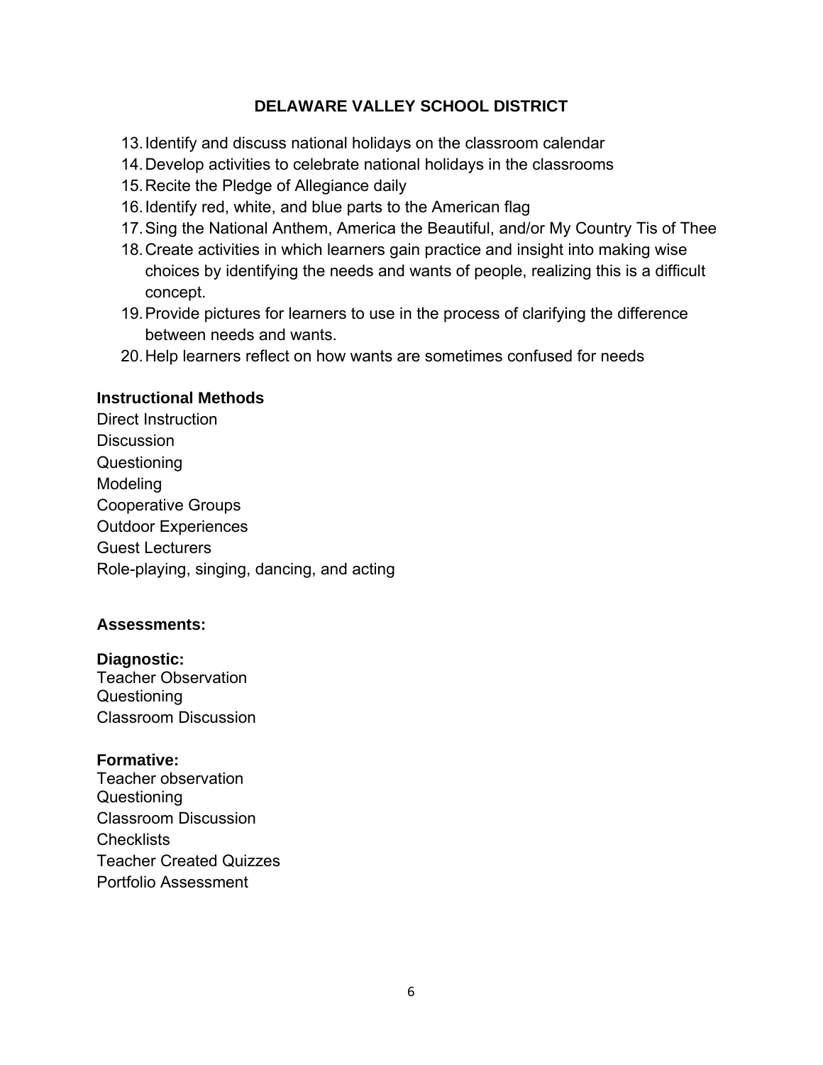13. Identify and discuss national holidays on the classroom calendar
14. Develop activities to celebrate national holidays in the classrooms
15. Recite the Pledge of Allegiance daily
16. Identify red, white, and blue parts to the American flag
17. Sing the National Anthem, America the Beautiful, and/or My Country Tis of Thee
18. Create activities in which learners gain practice and insight into making wise choices by identifying the needs and wants of people, realizing this is a difficult concept.
19. Provide pictures for learners to use in the process of clarifying the difference between needs and wants.
20. Help learners reflect on how wants are sometimes confused for needs

**Instructional Methods**

Direct Instruction
Discussion
Questioning
Modeling
Cooperative Groups
Outdoor Experiences
Guest Lecturers
Role-playing, singing, dancing, and acting

**Assessments:**

**Diagnostic:**
Teacher Observation
Questioning
Classroom Discussion

**Formative:**
Teacher observation
Questioning
Classroom Discussion
Checklists
Teacher Created Quizzes
Portfolio Assessment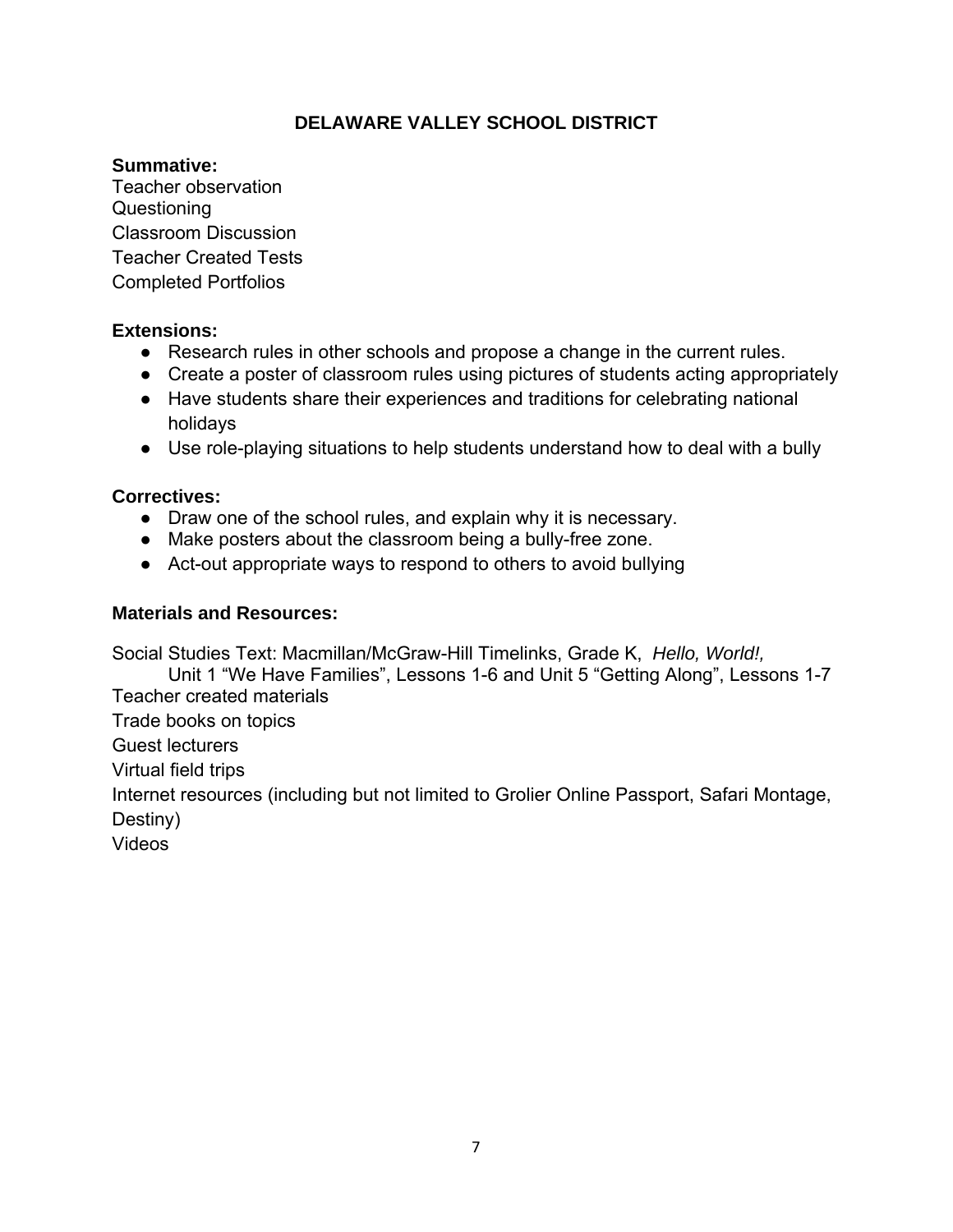**Summative:**

Teacher observation
Questioning
Classroom Discussion
Teacher Created Tests
Completed Portfolios

**Extensions:**

- Research rules in other schools and propose a change in the current rules.
- Create a poster of classroom rules using pictures of students acting appropriately
- Have students share their experiences and traditions for celebrating national holidays
- Use role-playing situations to help students understand how to deal with a bully

**Correctives:**

- Draw one of the school rules, and explain why it is necessary.
- Make posters about the classroom being a bully-free zone.
- Act-out appropriate ways to respond to others to avoid bullying

**Materials and Resources:**

Social Studies Text: Macmillan/McGraw-Hill Timelinks, Grade K, *Hello, World!,*
Unit 1 "We Have Families", Lessons 1-6 and Unit 5 "Getting Along", Lessons 1-7
Teacher created materials
Trade books on topics
Guest lecturers
Virtual field trips
Internet resources (including but not limited to Grolier Online Passport, Safari Montage, Destiny)
Videos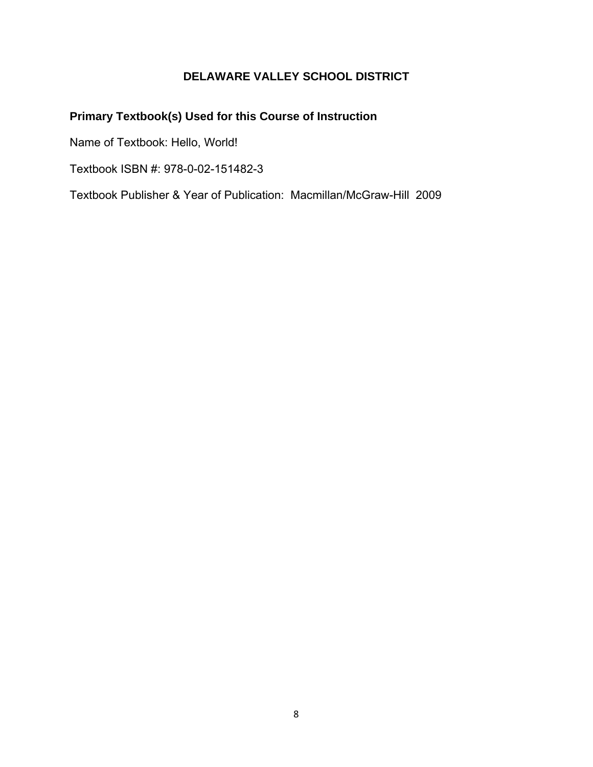# DELAWARE VALLEY SCHOOL DISTRICT

## Primary Textbook(s) Used for this Course of Instruction

Name of Textbook: Hello, World!

Textbook ISBN #: 978-0-02-151482-3

Textbook Publisher & Year of Publication: Macmillan/McGraw-Hill 2009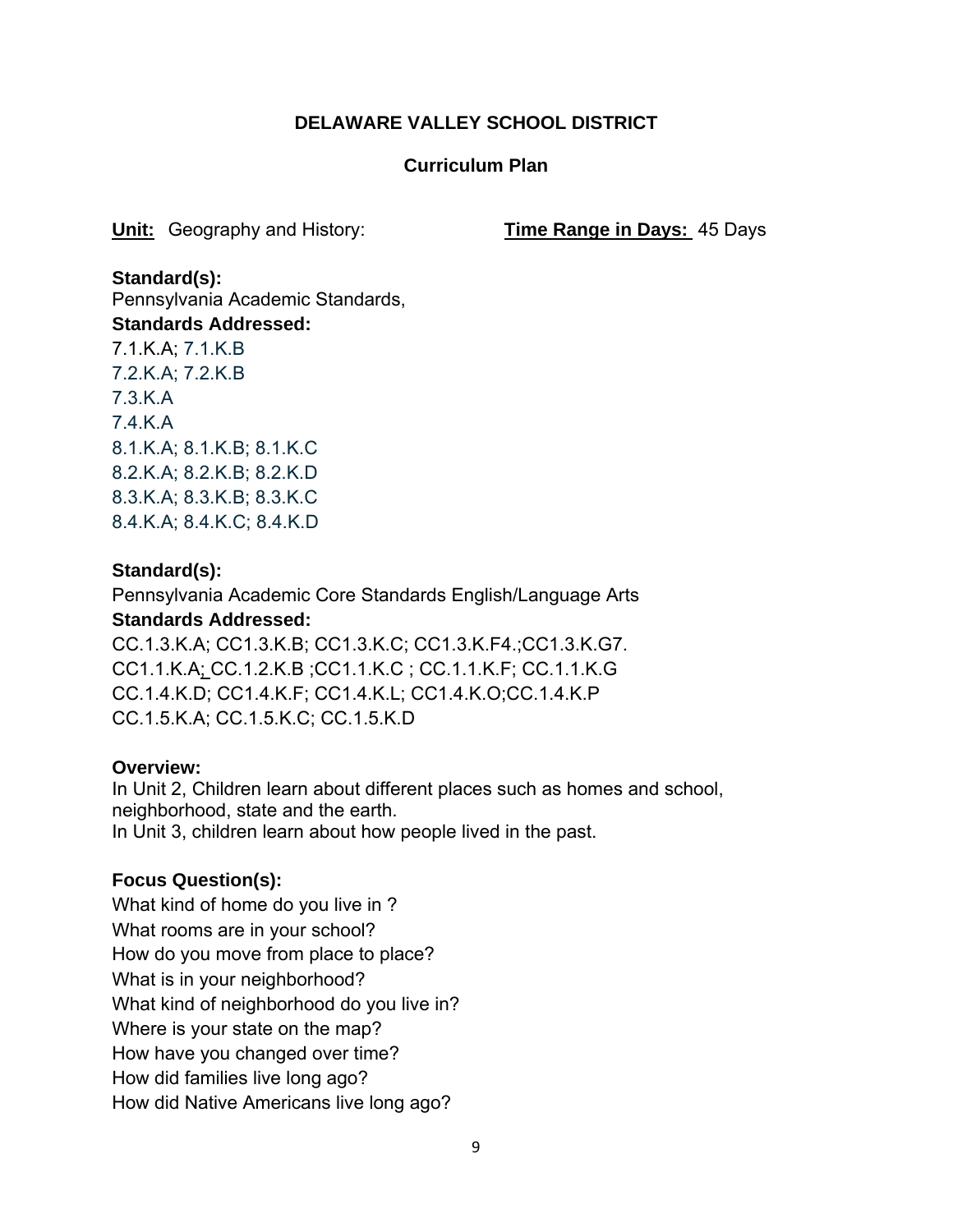## DELAWARE VALLEY SCHOOL DISTRICT

### Curriculum Plan

**Unit:** Geography and History: **Time Range in Days:** 45 Days

**Standard(s):**
Pennsylvania Academic Standards,
**Standards Addressed:**
7.1.K.A; 7.1.K.B
7.2.K.A; 7.2.K.B
7.3.K.A
7.4.K.A
8.1.K.A; 8.1.K.B; 8.1.K.C
8.2.K.A; 8.2.K.B; 8.2.K.D
8.3.K.A; 8.3.K.B; 8.3.K.C
8.4.K.A; 8.4.K.C; 8.4.K.D

**Standard(s):**
Pennsylvania Academic Core Standards English/Language Arts
**Standards Addressed:**
CC.1.3.K.A; CC1.3.K.B; CC1.3.K.C; CC1.3.K.F4.;CC1.3.K.G7.
CC1.1.K.A; CC.1.2.K.B ;CC1.1.K.C ; CC.1.1.K.F; CC.1.1.K.G
CC.1.4.K.D; CC1.4.K.F; CC1.4.K.L; CC1.4.K.O;CC.1.4.K.P
CC.1.5.K.A; CC.1.5.K.C; CC.1.5.K.D

**Overview:**
In Unit 2, Children learn about different places such as homes and school, neighborhood, state and the earth.
In Unit 3, children learn about how people lived in the past.

**Focus Question(s):**
What kind of home do you live in ?
What rooms are in your school?
How do you move from place to place?
What is in your neighborhood?
What kind of neighborhood do you live in?
Where is your state on the map?
How have you changed over time?
How did families live long ago?
How did Native Americans live long ago?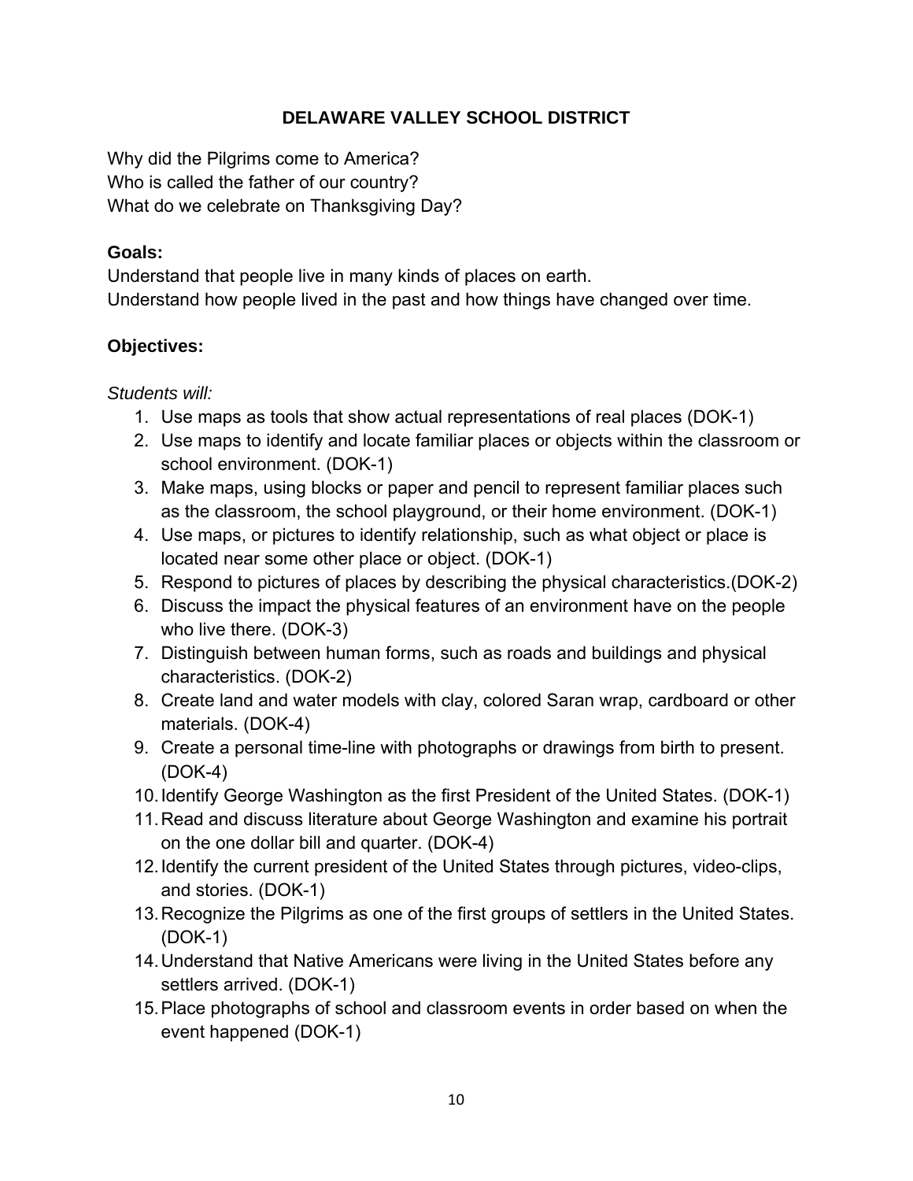**DELAWARE VALLEY SCHOOL DISTRICT**

Why did the Pilgrims come to America?
Who is called the father of our country?
What do we celebrate on Thanksgiving Day?

**Goals:**

Understand that people live in many kinds of places on earth.
Understand how people lived in the past and how things have changed over time.

**Objectives:**

*Students will:*

1. Use maps as tools that show actual representations of real places (DOK-1)
2. Use maps to identify and locate familiar places or objects within the classroom or school environment. (DOK-1)
3. Make maps, using blocks or paper and pencil to represent familiar places such as the classroom, the school playground, or their home environment. (DOK-1)
4. Use maps, or pictures to identify relationship, such as what object or place is located near some other place or object. (DOK-1)
5. Respond to pictures of places by describing the physical characteristics.(DOK-2)
6. Discuss the impact the physical features of an environment have on the people who live there. (DOK-3)
7. Distinguish between human forms, such as roads and buildings and physical characteristics. (DOK-2)
8. Create land and water models with clay, colored Saran wrap, cardboard or other materials. (DOK-4)
9. Create a personal time-line with photographs or drawings from birth to present. (DOK-4)
10. Identify George Washington as the first President of the United States. (DOK-1)
11. Read and discuss literature about George Washington and examine his portrait on the one dollar bill and quarter. (DOK-4)
12. Identify the current president of the United States through pictures, video-clips, and stories. (DOK-1)
13. Recognize the Pilgrims as one of the first groups of settlers in the United States. (DOK-1)
14. Understand that Native Americans were living in the United States before any settlers arrived. (DOK-1)
15. Place photographs of school and classroom events in order based on when the event happened (DOK-1)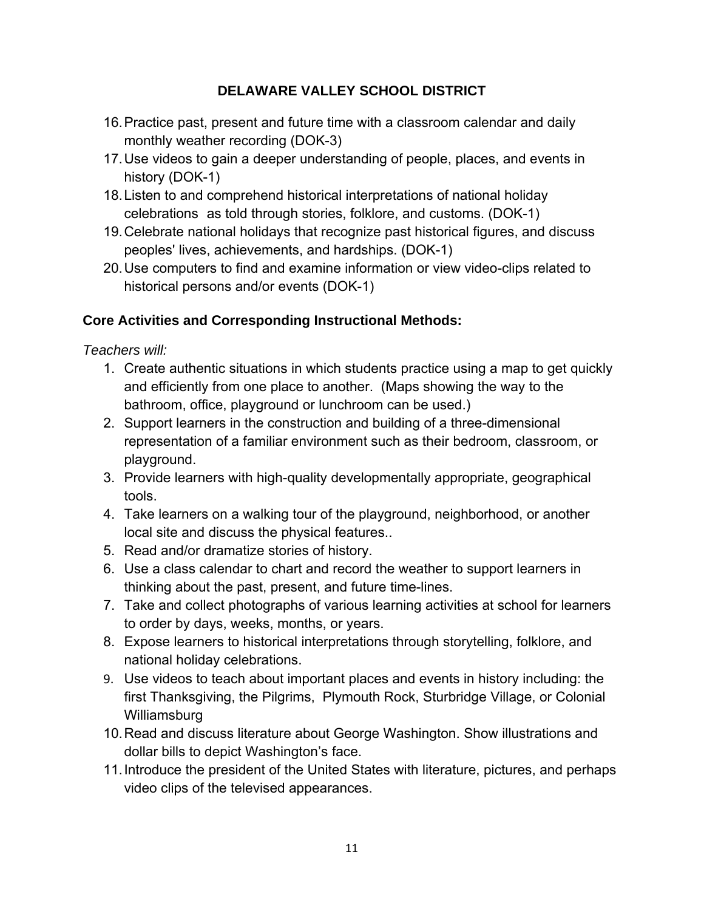16. Practice past, present and future time with a classroom calendar and daily monthly weather recording (DOK-3)
17. Use videos to gain a deeper understanding of people, places, and events in history (DOK-1)
18. Listen to and comprehend historical interpretations of national holiday celebrations as told through stories, folklore, and customs. (DOK-1)
19. Celebrate national holidays that recognize past historical figures, and discuss peoples' lives, achievements, and hardships. (DOK-1)
20. Use computers to find and examine information or view video-clips related to historical persons and/or events (DOK-1)

**Core Activities and Corresponding Instructional Methods:**

*Teachers will:*

1. Create authentic situations in which students practice using a map to get quickly and efficiently from one place to another. (Maps showing the way to the bathroom, office, playground or lunchroom can be used.)
2. Support learners in the construction and building of a three-dimensional representation of a familiar environment such as their bedroom, classroom, or playground.
3. Provide learners with high-quality developmentally appropriate, geographical tools.
4. Take learners on a walking tour of the playground, neighborhood, or another local site and discuss the physical features..
5. Read and/or dramatize stories of history.
6. Use a class calendar to chart and record the weather to support learners in thinking about the past, present, and future time-lines.
7. Take and collect photographs of various learning activities at school for learners to order by days, weeks, months, or years.
8. Expose learners to historical interpretations through storytelling, folklore, and national holiday celebrations.
9. Use videos to teach about important places and events in history including: the first Thanksgiving, the Pilgrims, Plymouth Rock, Sturbridge Village, or Colonial Williamsburg
10. Read and discuss literature about George Washington. Show illustrations and dollar bills to depict Washington's face.
11. Introduce the president of the United States with literature, pictures, and perhaps video clips of the televised appearances.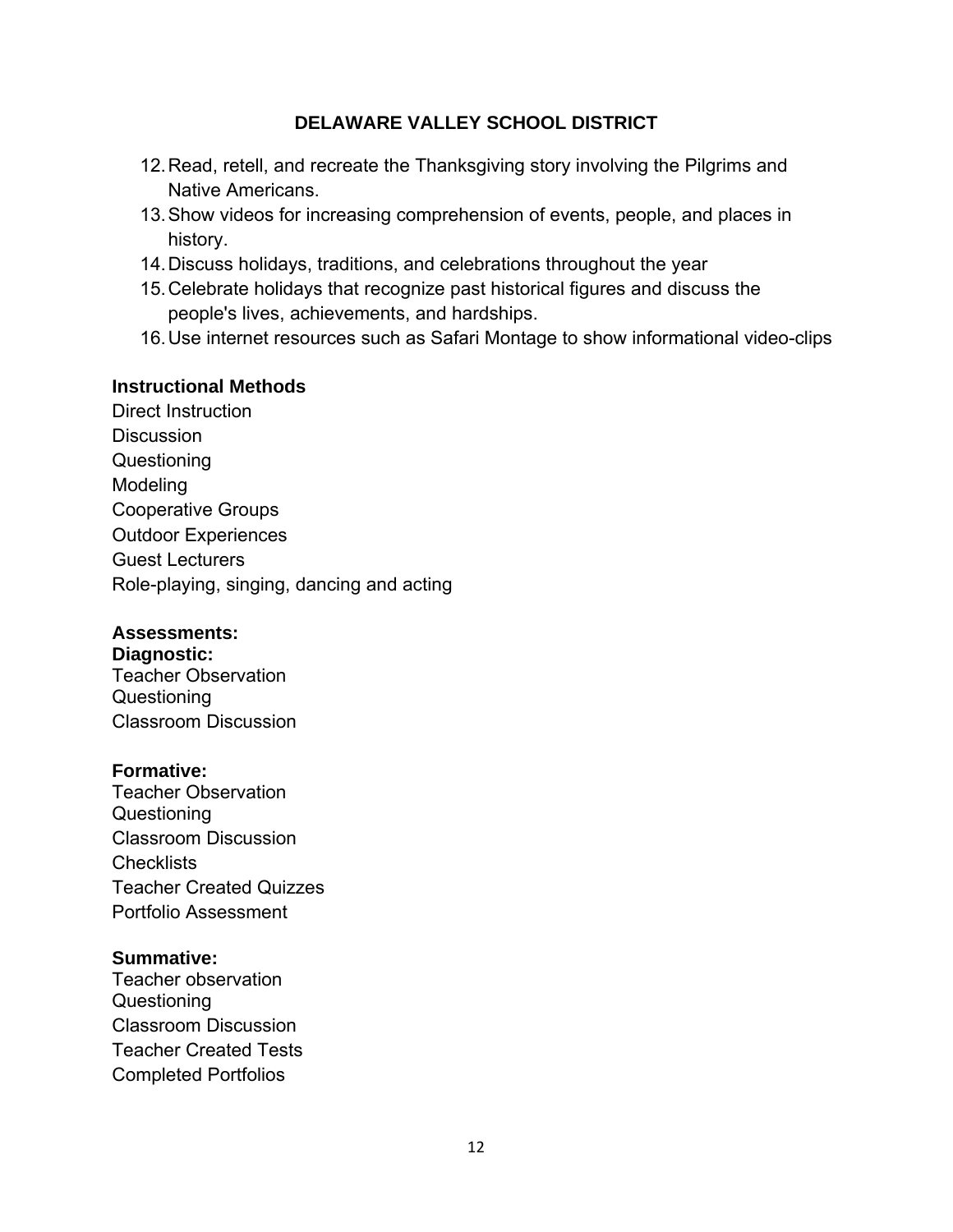12. Read, retell, and recreate the Thanksgiving story involving the Pilgrims and Native Americans.
13. Show videos for increasing comprehension of events, people, and places in history.
14. Discuss holidays, traditions, and celebrations throughout the year
15. Celebrate holidays that recognize past historical figures and discuss the people's lives, achievements, and hardships.
16. Use internet resources such as Safari Montage to show informational video-clips

**Instructional Methods**

Direct Instruction
Discussion
Questioning
Modeling
Cooperative Groups
Outdoor Experiences
Guest Lecturers
Role-playing, singing, dancing and acting

**Assessments:**

**Diagnostic:**
Teacher Observation
Questioning
Classroom Discussion

**Formative:**
Teacher Observation
Questioning
Classroom Discussion
Checklists
Teacher Created Quizzes
Portfolio Assessment

**Summative:**
Teacher observation
Questioning
Classroom Discussion
Teacher Created Tests
Completed Portfolios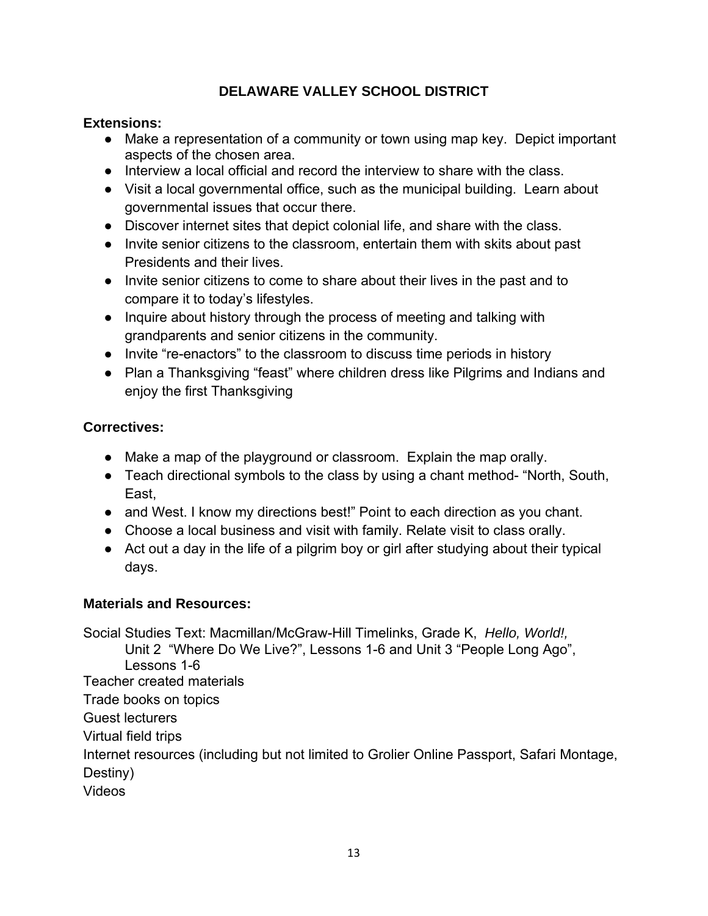## DELAWARE VALLEY SCHOOL DISTRICT

**Extensions:**

- Make a representation of a community or town using map key. Depict important aspects of the chosen area.
- Interview a local official and record the interview to share with the class.
- Visit a local governmental office, such as the municipal building. Learn about governmental issues that occur there.
- Discover internet sites that depict colonial life, and share with the class.
- Invite senior citizens to the classroom, entertain them with skits about past Presidents and their lives.
- Invite senior citizens to come to share about their lives in the past and to compare it to today's lifestyles.
- Inquire about history through the process of meeting and talking with grandparents and senior citizens in the community.
- Invite "re-enactors" to the classroom to discuss time periods in history
- Plan a Thanksgiving "feast" where children dress like Pilgrims and Indians and enjoy the first Thanksgiving

**Correctives:**

- Make a map of the playground or classroom. Explain the map orally.
- Teach directional symbols to the class by using a chant method- "North, South, East,
- and West. I know my directions best!" Point to each direction as you chant.
- Choose a local business and visit with family. Relate visit to class orally.
- Act out a day in the life of a pilgrim boy or girl after studying about their typical days.

**Materials and Resources:**

Social Studies Text: Macmillan/McGraw-Hill Timelinks, Grade K, *Hello, World!,* Unit 2 "Where Do We Live?", Lessons 1-6 and Unit 3 "People Long Ago", Lessons 1-6

Teacher created materials

Trade books on topics

Guest lecturers

Virtual field trips

Internet resources (including but not limited to Grolier Online Passport, Safari Montage, Destiny)

Videos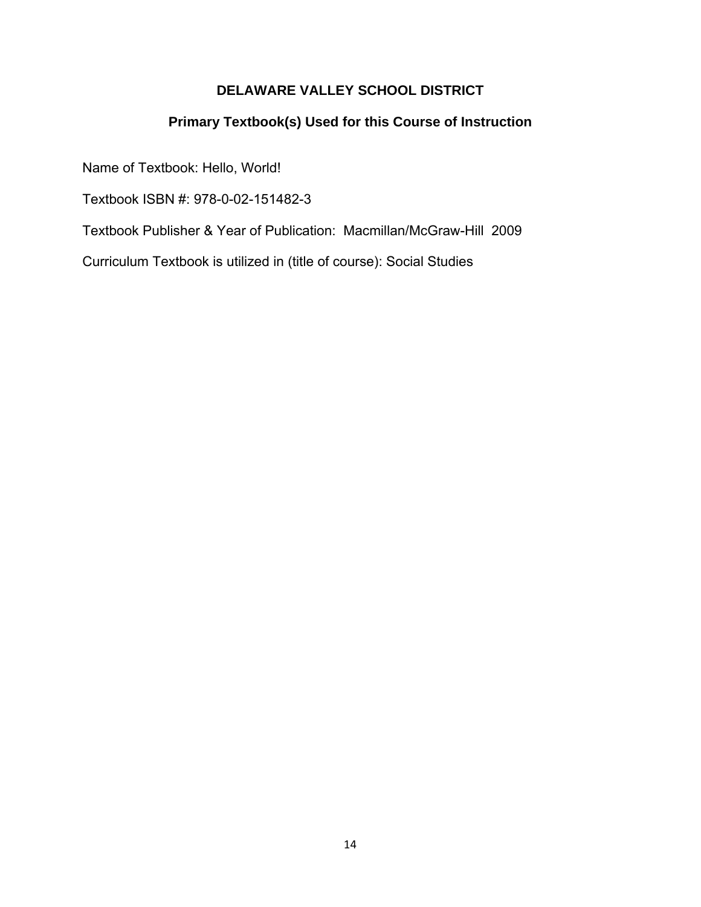# DELAWARE VALLEY SCHOOL DISTRICT

## Primary Textbook(s) Used for this Course of Instruction

Name of Textbook: Hello, World!

Textbook ISBN #: 978-0-02-151482-3

Textbook Publisher & Year of Publication: Macmillan/McGraw-Hill 2009

Curriculum Textbook is utilized in (title of course): Social Studies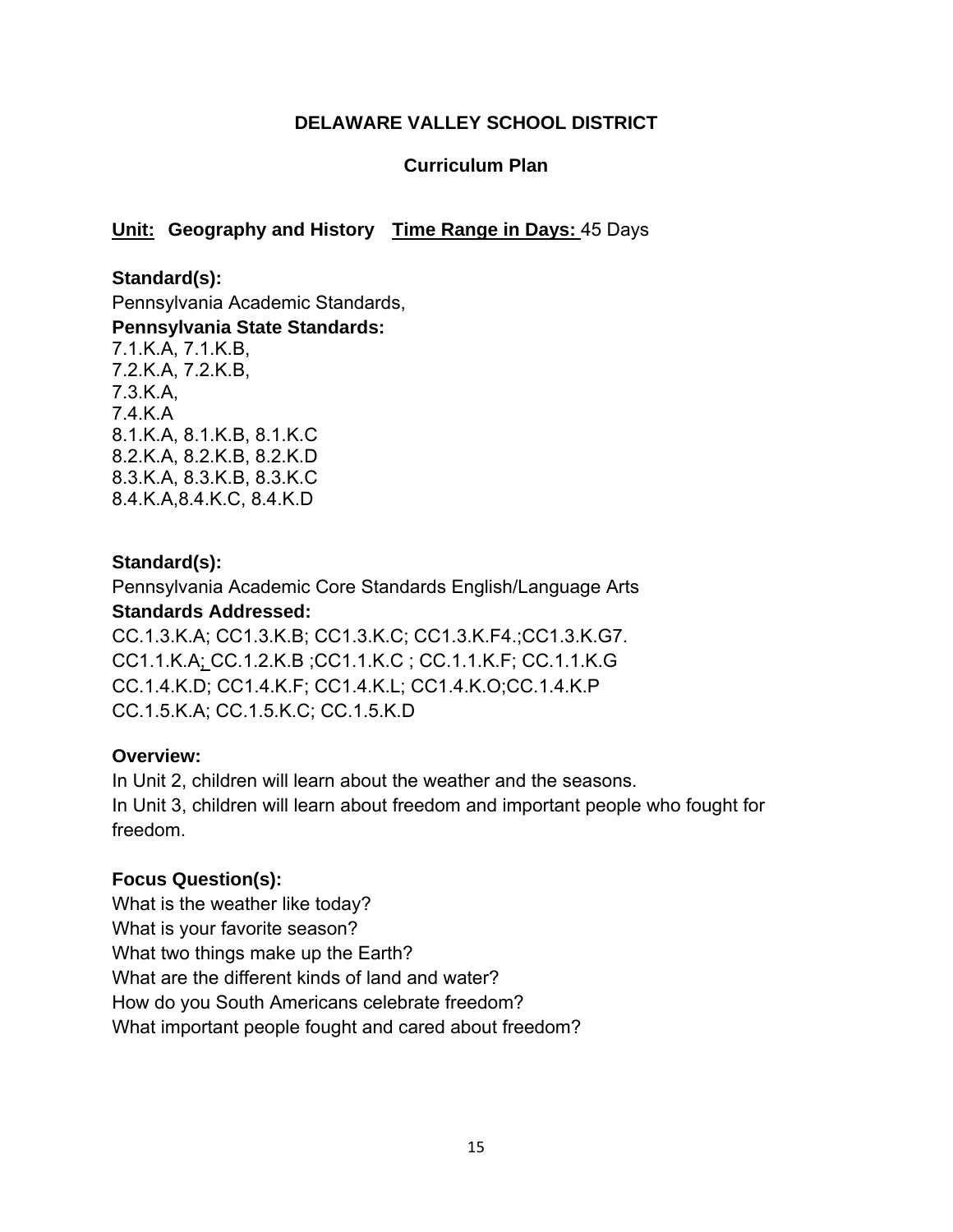**DELAWARE VALLEY SCHOOL DISTRICT**

**Curriculum Plan**

**Unit: Geography and History** **Time Range in Days:** 45 Days

**Standard(s):**
Pennsylvania Academic Standards,
**Pennsylvania State Standards:**
7.1.K.A, 7.1.K.B,
7.2.K.A, 7.2.K.B,
7.3.K.A,
7.4.K.A
8.1.K.A, 8.1.K.B, 8.1.K.C
8.2.K.A, 8.2.K.B, 8.2.K.D
8.3.K.A, 8.3.K.B, 8.3.K.C
8.4.K.A,8.4.K.C, 8.4.K.D

**Standard(s):**
Pennsylvania Academic Core Standards English/Language Arts
**Standards Addressed:**
CC.1.3.K.A; CC1.3.K.B; CC1.3.K.C; CC1.3.K.F4.;CC1.3.K.G7.
CC1.1.K.A; CC.1.2.K.B ;CC1.1.K.C ; CC.1.1.K.F; CC.1.1.K.G
CC.1.4.K.D; CC1.4.K.F; CC1.4.K.L; CC1.4.K.O;CC.1.4.K.P
CC.1.5.K.A; CC.1.5.K.C; CC.1.5.K.D

**Overview:**
In Unit 2, children will learn about the weather and the seasons.
In Unit 3, children will learn about freedom and important people who fought for freedom.

**Focus Question(s):**
What is the weather like today?
What is your favorite season?
What two things make up the Earth?
What are the different kinds of land and water?
How do you South Americans celebrate freedom?
What important people fought and cared about freedom?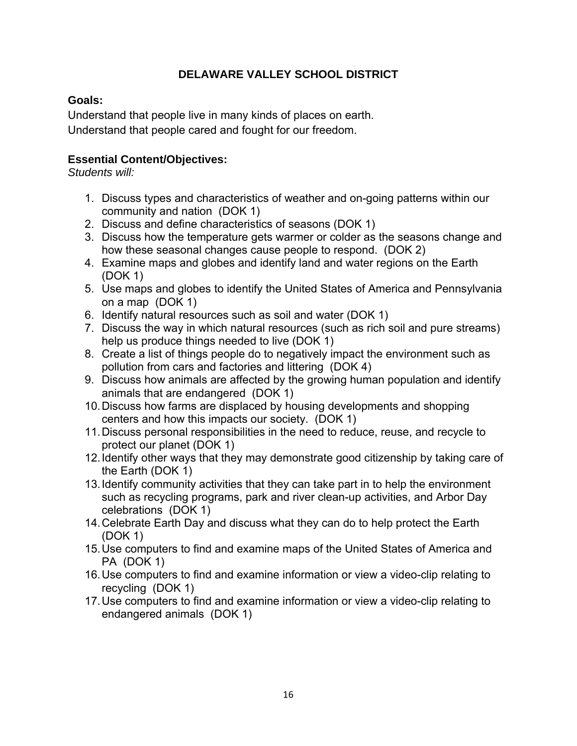# DELAWARE VALLEY SCHOOL DISTRICT

**Goals:**

Understand that people live in many kinds of places on earth.
Understand that people cared and fought for our freedom.

**Essential Content/Objectives:**

*Students will:*

1. Discuss types and characteristics of weather and on-going patterns within our community and nation (DOK 1)
2. Discuss and define characteristics of seasons (DOK 1)
3. Discuss how the temperature gets warmer or colder as the seasons change and how these seasonal changes cause people to respond. (DOK 2)
4. Examine maps and globes and identify land and water regions on the Earth (DOK 1)
5. Use maps and globes to identify the United States of America and Pennsylvania on a map (DOK 1)
6. Identify natural resources such as soil and water (DOK 1)
7. Discuss the way in which natural resources (such as rich soil and pure streams) help us produce things needed to live (DOK 1)
8. Create a list of things people do to negatively impact the environment such as pollution from cars and factories and littering (DOK 4)
9. Discuss how animals are affected by the growing human population and identify animals that are endangered (DOK 1)
10. Discuss how farms are displaced by housing developments and shopping centers and how this impacts our society. (DOK 1)
11. Discuss personal responsibilities in the need to reduce, reuse, and recycle to protect our planet (DOK 1)
12. Identify other ways that they may demonstrate good citizenship by taking care of the Earth (DOK 1)
13. Identify community activities that they can take part in to help the environment such as recycling programs, park and river clean-up activities, and Arbor Day celebrations (DOK 1)
14. Celebrate Earth Day and discuss what they can do to help protect the Earth (DOK 1)
15. Use computers to find and examine maps of the United States of America and PA (DOK 1)
16. Use computers to find and examine information or view a video-clip relating to recycling (DOK 1)
17. Use computers to find and examine information or view a video-clip relating to endangered animals (DOK 1)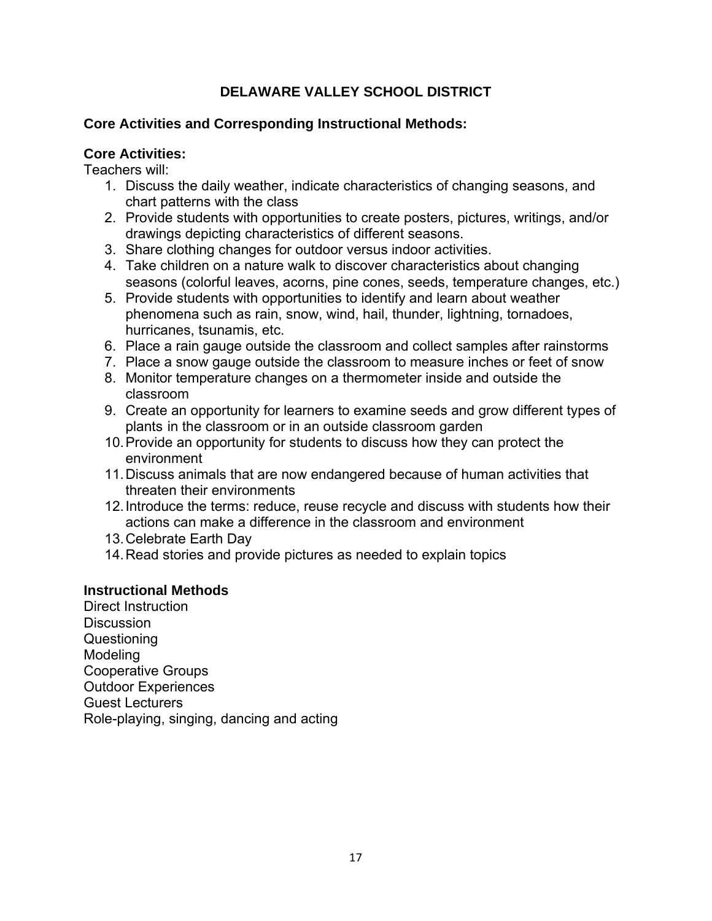# DELAWARE VALLEY SCHOOL DISTRICT

## Core Activities and Corresponding Instructional Methods:

### Core Activities:

Teachers will:

1. Discuss the daily weather, indicate characteristics of changing seasons, and chart patterns with the class
2. Provide students with opportunities to create posters, pictures, writings, and/or drawings depicting characteristics of different seasons.
3. Share clothing changes for outdoor versus indoor activities.
4. Take children on a nature walk to discover characteristics about changing seasons (colorful leaves, acorns, pine cones, seeds, temperature changes, etc.)
5. Provide students with opportunities to identify and learn about weather phenomena such as rain, snow, wind, hail, thunder, lightning, tornadoes, hurricanes, tsunamis, etc.
6. Place a rain gauge outside the classroom and collect samples after rainstorms
7. Place a snow gauge outside the classroom to measure inches or feet of snow
8. Monitor temperature changes on a thermometer inside and outside the classroom
9. Create an opportunity for learners to examine seeds and grow different types of plants in the classroom or in an outside classroom garden
10. Provide an opportunity for students to discuss how they can protect the environment
11. Discuss animals that are now endangered because of human activities that threaten their environments
12. Introduce the terms: reduce, reuse recycle and discuss with students how their actions can make a difference in the classroom and environment
13. Celebrate Earth Day
14. Read stories and provide pictures as needed to explain topics

### Instructional Methods

Direct Instruction
Discussion
Questioning
Modeling
Cooperative Groups
Outdoor Experiences
Guest Lecturers
Role-playing, singing, dancing and acting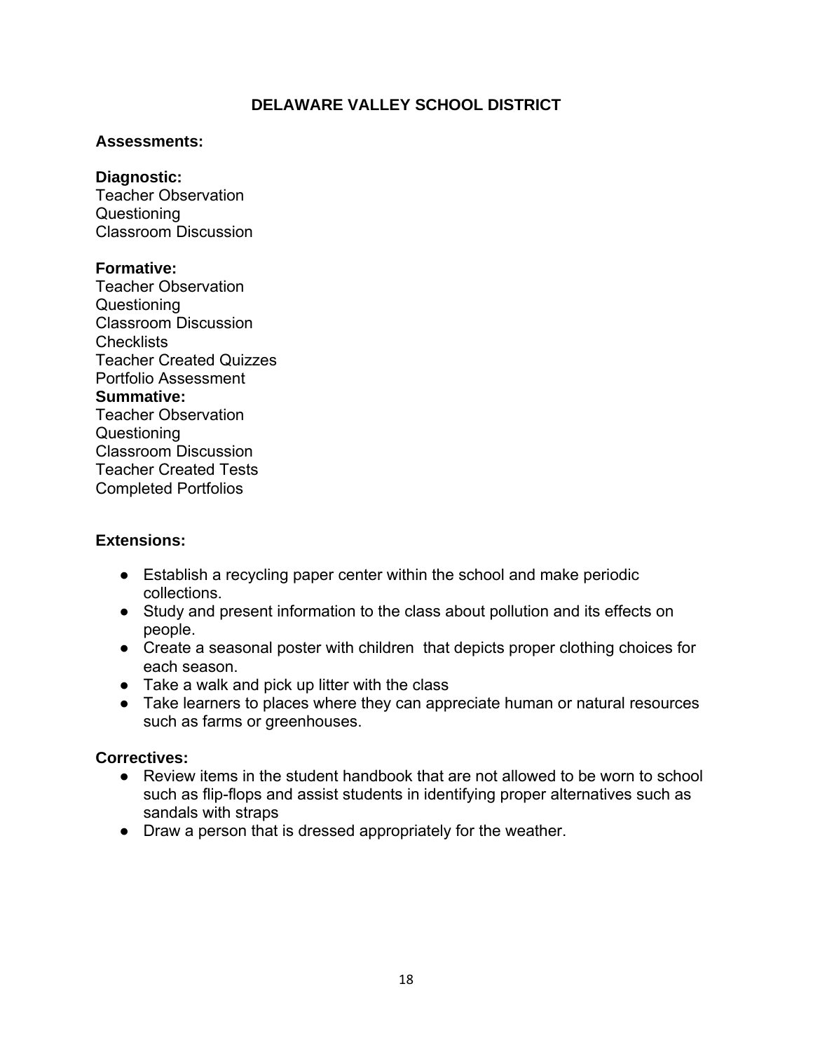**DELAWARE VALLEY SCHOOL DISTRICT**

**Assessments:**

**Diagnostic:**
Teacher Observation
Questioning
Classroom Discussion

**Formative:**
Teacher Observation
Questioning
Classroom Discussion
Checklists
Teacher Created Quizzes
Portfolio Assessment

**Summative:**
Teacher Observation
Questioning
Classroom Discussion
Teacher Created Tests
Completed Portfolios

**Extensions:**

- Establish a recycling paper center within the school and make periodic collections.
- Study and present information to the class about pollution and its effects on people.
- Create a seasonal poster with children that depicts proper clothing choices for each season.
- Take a walk and pick up litter with the class
- Take learners to places where they can appreciate human or natural resources such as farms or greenhouses.

**Correctives:**

- Review items in the student handbook that are not allowed to be worn to school such as flip-flops and assist students in identifying proper alternatives such as sandals with straps
- Draw a person that is dressed appropriately for the weather.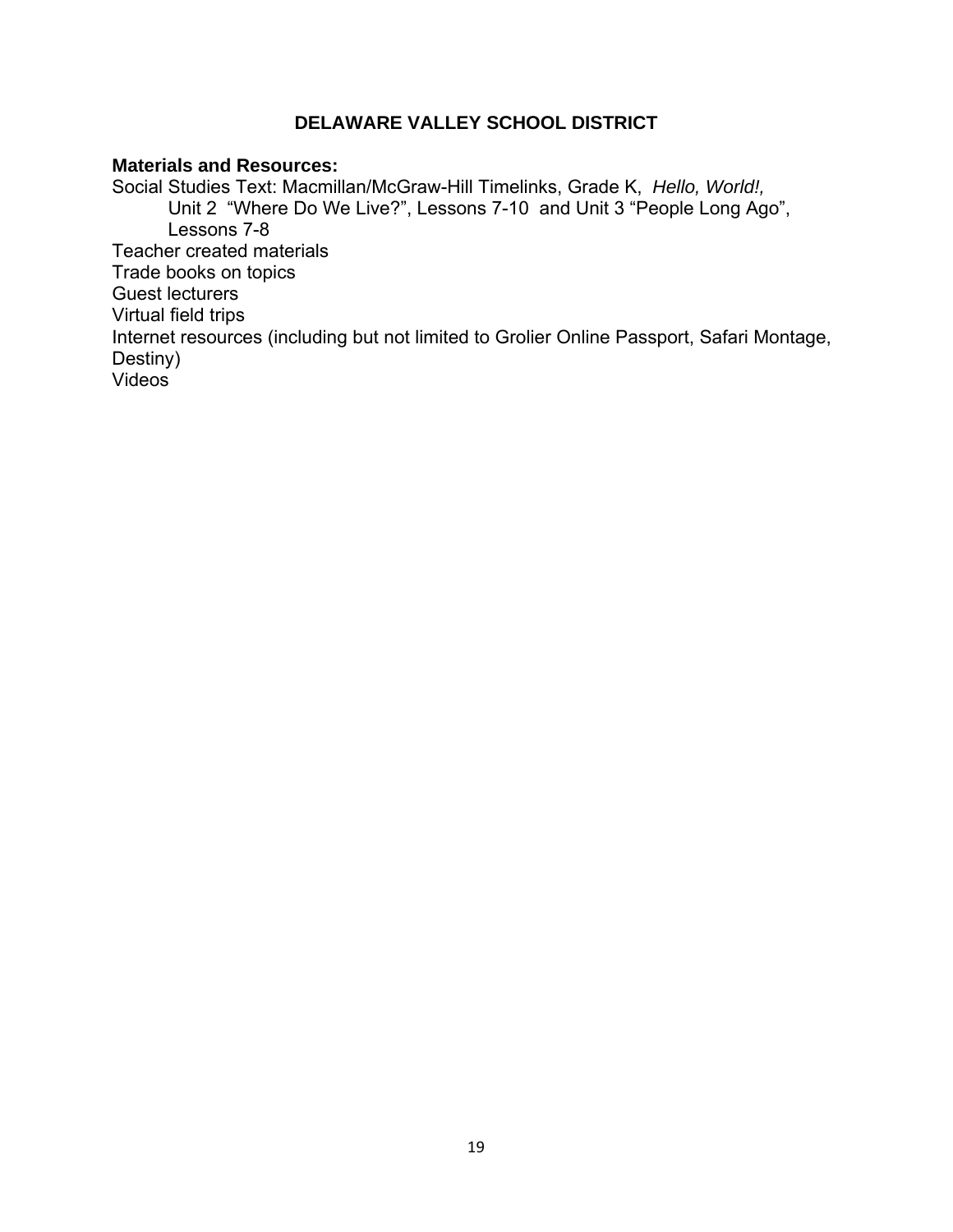# DELAWARE VALLEY SCHOOL DISTRICT

**Materials and Resources:**

Social Studies Text: Macmillan/McGraw-Hill Timelinks, Grade K, *Hello, World!,*
Unit 2 "Where Do We Live?", Lessons 7-10 and Unit 3 "People Long Ago", Lessons 7-8

Teacher created materials

Trade books on topics

Guest lecturers

Virtual field trips

Internet resources (including but not limited to Grolier Online Passport, Safari Montage, Destiny)

Videos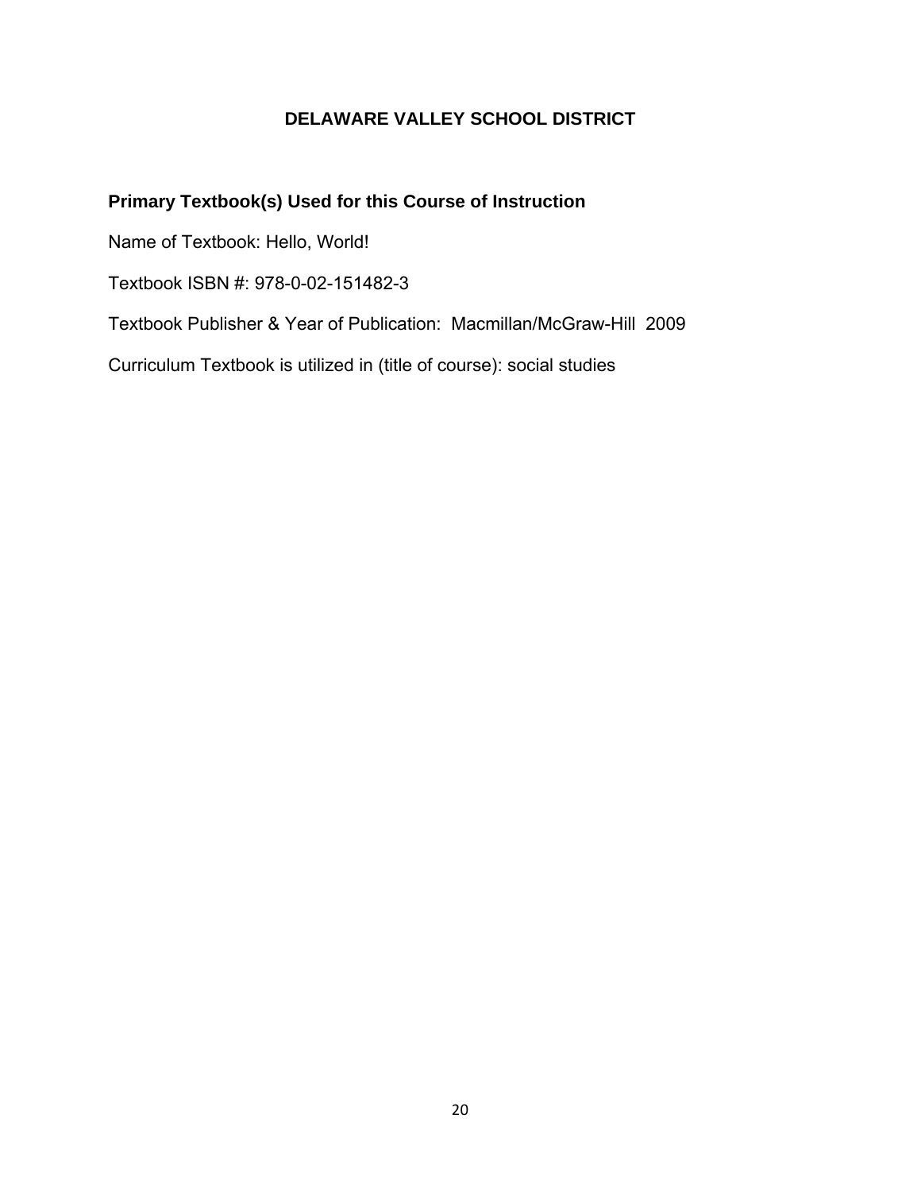# DELAWARE VALLEY SCHOOL DISTRICT

## Primary Textbook(s) Used for this Course of Instruction

Name of Textbook: Hello, World!

Textbook ISBN #: 978-0-02-151482-3

Textbook Publisher & Year of Publication: Macmillan/McGraw-Hill 2009

Curriculum Textbook is utilized in (title of course): social studies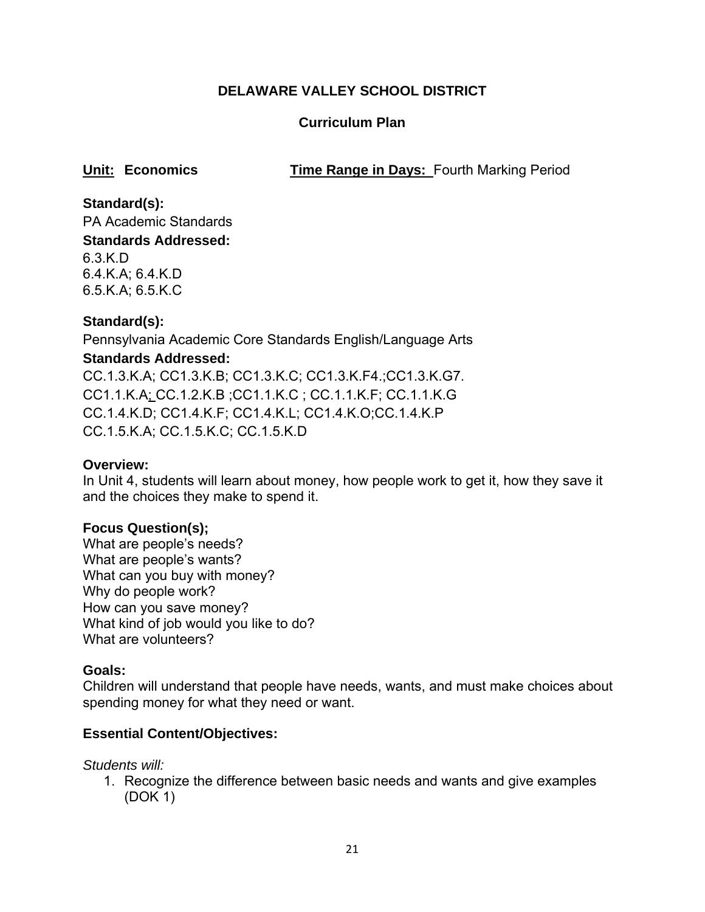## DELAWARE VALLEY SCHOOL DISTRICT

### Curriculum Plan

**Unit: Economics** **Time Range in Days:** Fourth Marking Period

**Standard(s):**
PA Academic Standards

**Standards Addressed:**
6.3.K.D
6.4.K.A; 6.4.K.D
6.5.K.A; 6.5.K.C

**Standard(s):**
Pennsylvania Academic Core Standards English/Language Arts

**Standards Addressed:**
CC.1.3.K.A; CC1.3.K.B; CC1.3.K.C; CC1.3.K.F4.;CC1.3.K.G7.
CC1.1.K.A; CC.1.2.K.B ;CC1.1.K.C ; CC.1.1.K.F; CC.1.1.K.G
CC.1.4.K.D; CC1.4.K.F; CC1.4.K.L; CC1.4.K.O;CC.1.4.K.P
CC.1.5.K.A; CC.1.5.K.C; CC.1.5.K.D

**Overview:**
In Unit 4, students will learn about money, how people work to get it, how they save it and the choices they make to spend it.

**Focus Question(s);**
What are people's needs?
What are people's wants?
What can you buy with money?
Why do people work?
How can you save money?
What kind of job would you like to do?
What are volunteers?

**Goals:**
Children will understand that people have needs, wants, and must make choices about spending money for what they need or want.

**Essential Content/Objectives:**

*Students will:*

1. Recognize the difference between basic needs and wants and give examples (DOK 1)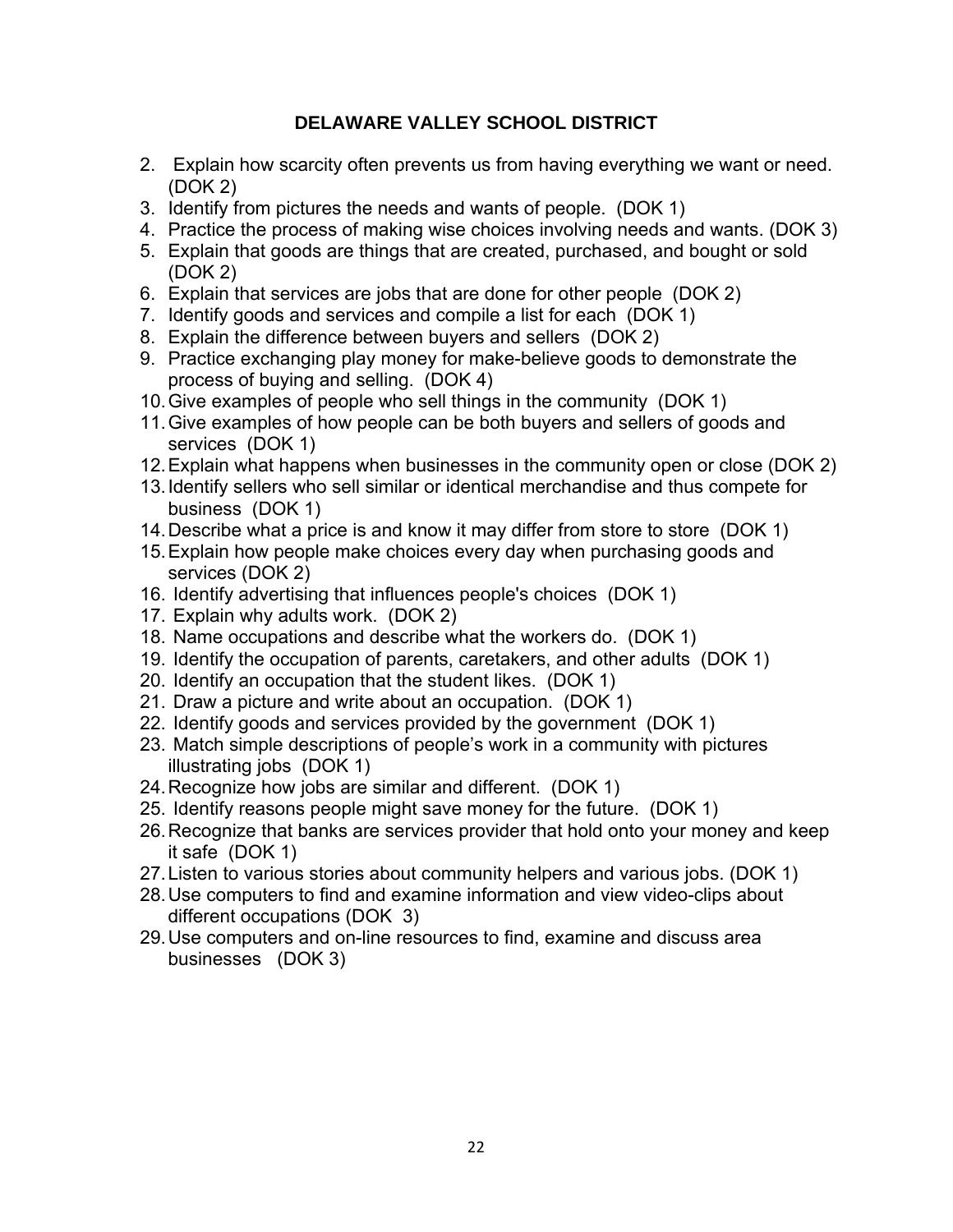**DELAWARE VALLEY SCHOOL DISTRICT**

2. Explain how scarcity often prevents us from having everything we want or need. (DOK 2)
3. Identify from pictures the needs and wants of people. (DOK 1)
4. Practice the process of making wise choices involving needs and wants. (DOK 3)
5. Explain that goods are things that are created, purchased, and bought or sold (DOK 2)
6. Explain that services are jobs that are done for other people (DOK 2)
7. Identify goods and services and compile a list for each (DOK 1)
8. Explain the difference between buyers and sellers (DOK 2)
9. Practice exchanging play money for make-believe goods to demonstrate the process of buying and selling. (DOK 4)
10. Give examples of people who sell things in the community (DOK 1)
11. Give examples of how people can be both buyers and sellers of goods and services (DOK 1)
12. Explain what happens when businesses in the community open or close (DOK 2)
13. Identify sellers who sell similar or identical merchandise and thus compete for business (DOK 1)
14. Describe what a price is and know it may differ from store to store (DOK 1)
15. Explain how people make choices every day when purchasing goods and services (DOK 2)
16. Identify advertising that influences people's choices (DOK 1)
17. Explain why adults work. (DOK 2)
18. Name occupations and describe what the workers do. (DOK 1)
19. Identify the occupation of parents, caretakers, and other adults (DOK 1)
20. Identify an occupation that the student likes. (DOK 1)
21. Draw a picture and write about an occupation. (DOK 1)
22. Identify goods and services provided by the government (DOK 1)
23. Match simple descriptions of people's work in a community with pictures illustrating jobs (DOK 1)
24. Recognize how jobs are similar and different. (DOK 1)
25. Identify reasons people might save money for the future. (DOK 1)
26. Recognize that banks are services provider that hold onto your money and keep it safe (DOK 1)
27. Listen to various stories about community helpers and various jobs. (DOK 1)
28. Use computers to find and examine information and view video-clips about different occupations (DOK 3)
29. Use computers and on-line resources to find, examine and discuss area businesses (DOK 3)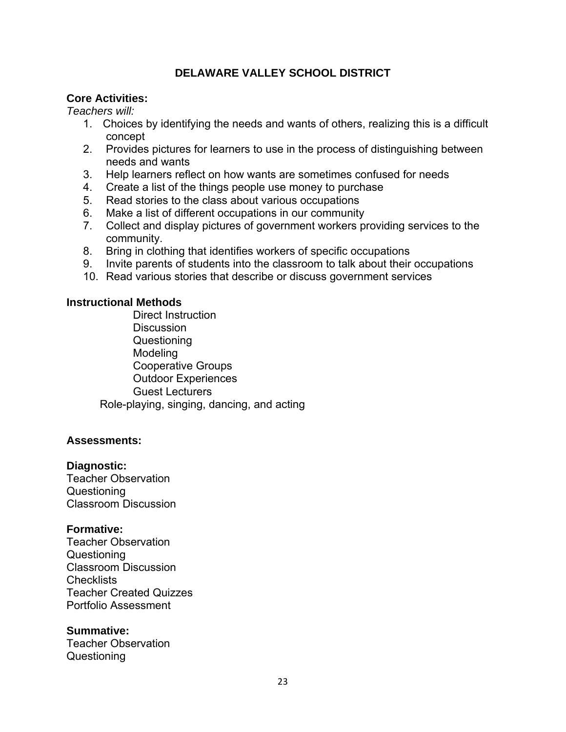# DELAWARE VALLEY SCHOOL DISTRICT

**Core Activities:**

*Teachers will:*

1. Choices by identifying the needs and wants of others, realizing this is a difficult concept
2. Provides pictures for learners to use in the process of distinguishing between needs and wants
3. Help learners reflect on how wants are sometimes confused for needs
4. Create a list of the things people use money to purchase
5. Read stories to the class about various occupations
6. Make a list of different occupations in our community
7. Collect and display pictures of government workers providing services to the community.
8. Bring in clothing that identifies workers of specific occupations
9. Invite parents of students into the classroom to talk about their occupations
10. Read various stories that describe or discuss government services

**Instructional Methods**

Direct Instruction
Discussion
Questioning
Modeling
Cooperative Groups
Outdoor Experiences
Guest Lecturers
Role-playing, singing, dancing, and acting

**Assessments:**

**Diagnostic:**
Teacher Observation
Questioning
Classroom Discussion

**Formative:**
Teacher Observation
Questioning
Classroom Discussion
Checklists
Teacher Created Quizzes
Portfolio Assessment

**Summative:**
Teacher Observation
Questioning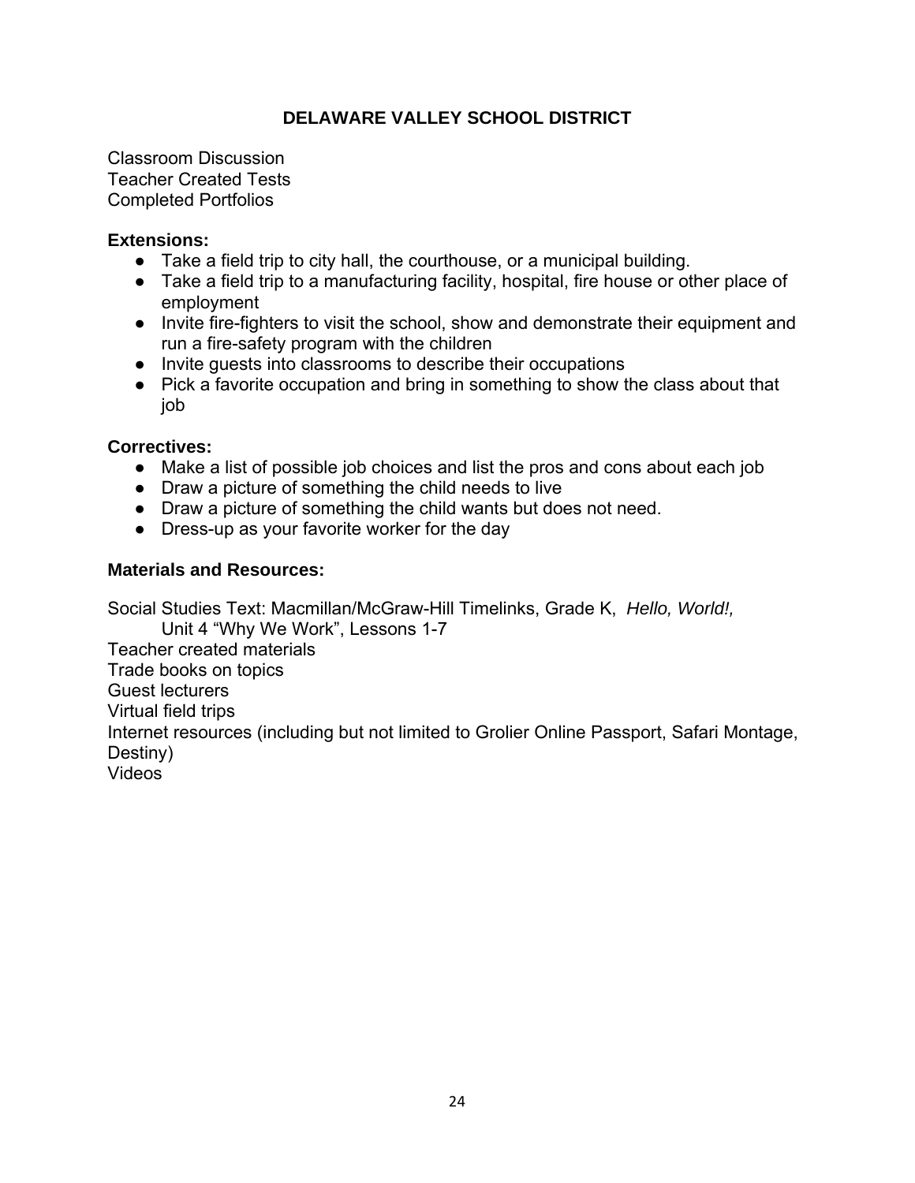Classroom Discussion
Teacher Created Tests
Completed Portfolios

**Extensions:**

- Take a field trip to city hall, the courthouse, or a municipal building.
- Take a field trip to a manufacturing facility, hospital, fire house or other place of employment
- Invite fire-fighters to visit the school, show and demonstrate their equipment and run a fire-safety program with the children
- Invite guests into classrooms to describe their occupations
- Pick a favorite occupation and bring in something to show the class about that job

**Correctives:**

- Make a list of possible job choices and list the pros and cons about each job
- Draw a picture of something the child needs to live
- Draw a picture of something the child wants but does not need.
- Dress-up as your favorite worker for the day

**Materials and Resources:**

Social Studies Text: Macmillan/McGraw-Hill Timelinks, Grade K, *Hello, World!,*
Unit 4 "Why We Work", Lessons 1-7
Teacher created materials
Trade books on topics
Guest lecturers
Virtual field trips
Internet resources (including but not limited to Grolier Online Passport, Safari Montage, Destiny)
Videos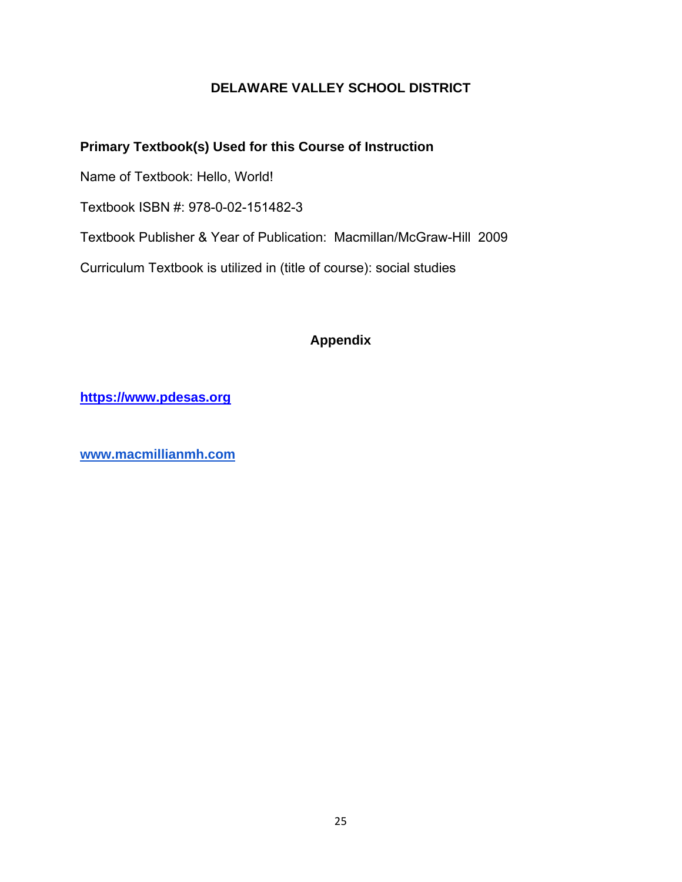# DELAWARE VALLEY SCHOOL DISTRICT

## Primary Textbook(s) Used for this Course of Instruction

Name of Textbook: Hello, World!

Textbook ISBN #: 978-0-02-151482-3

Textbook Publisher & Year of Publication: Macmillan/McGraw-Hill 2009

Curriculum Textbook is utilized in (title of course): social studies

## Appendix

**https://www.pdesas.org**

**www.macmillianmh.com**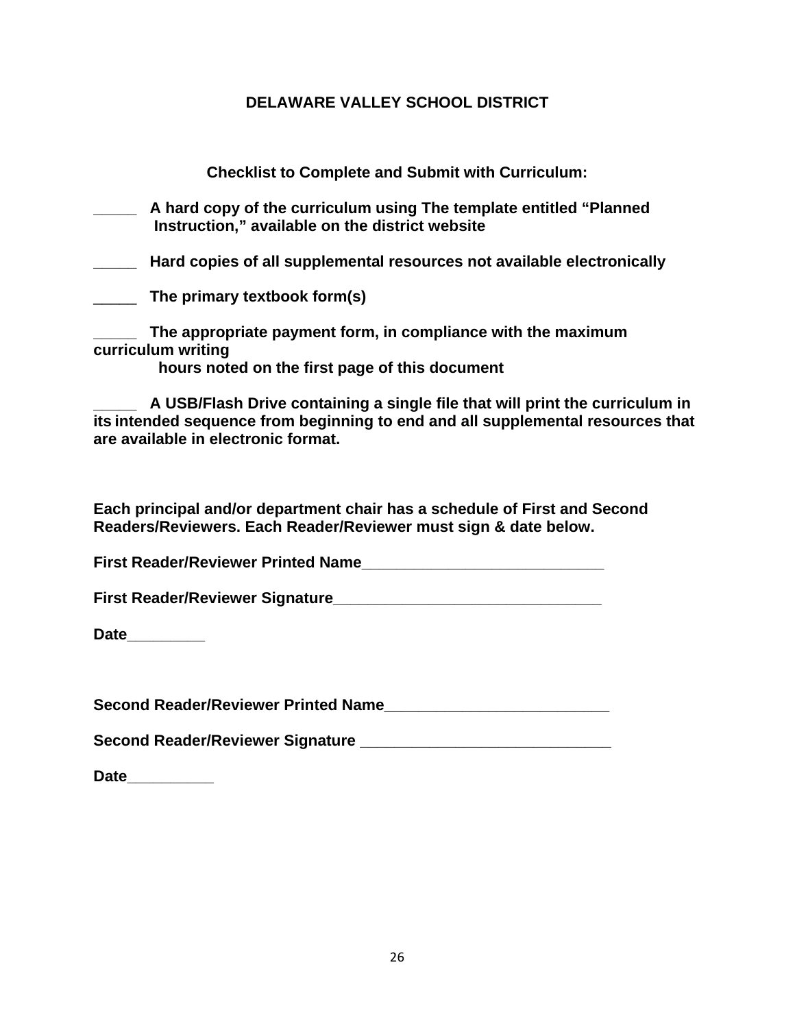**DELAWARE VALLEY SCHOOL DISTRICT**

**Checklist to Complete and Submit with Curriculum:**

**_____ A hard copy of the curriculum using The template entitled "Planned Instruction," available on the district website**

**_____ Hard copies of all supplemental resources not available electronically**

**_____ The primary textbook form(s)**

**_____ The appropriate payment form, in compliance with the maximum curriculum writing hours noted on the first page of this document**

**_____ A USB/Flash Drive containing a single file that will print the curriculum in its intended sequence from beginning to end and all supplemental resources that are available in electronic format.**

**Each principal and/or department chair has a schedule of First and Second Readers/Reviewers. Each Reader/Reviewer must sign & date below.**

**First Reader/Reviewer Printed Name____________________________**

**First Reader/Reviewer Signature_______________________________**

**Date_________**

**Second Reader/Reviewer Printed Name__________________________**

**Second Reader/Reviewer Signature _____________________________**

**Date__________**